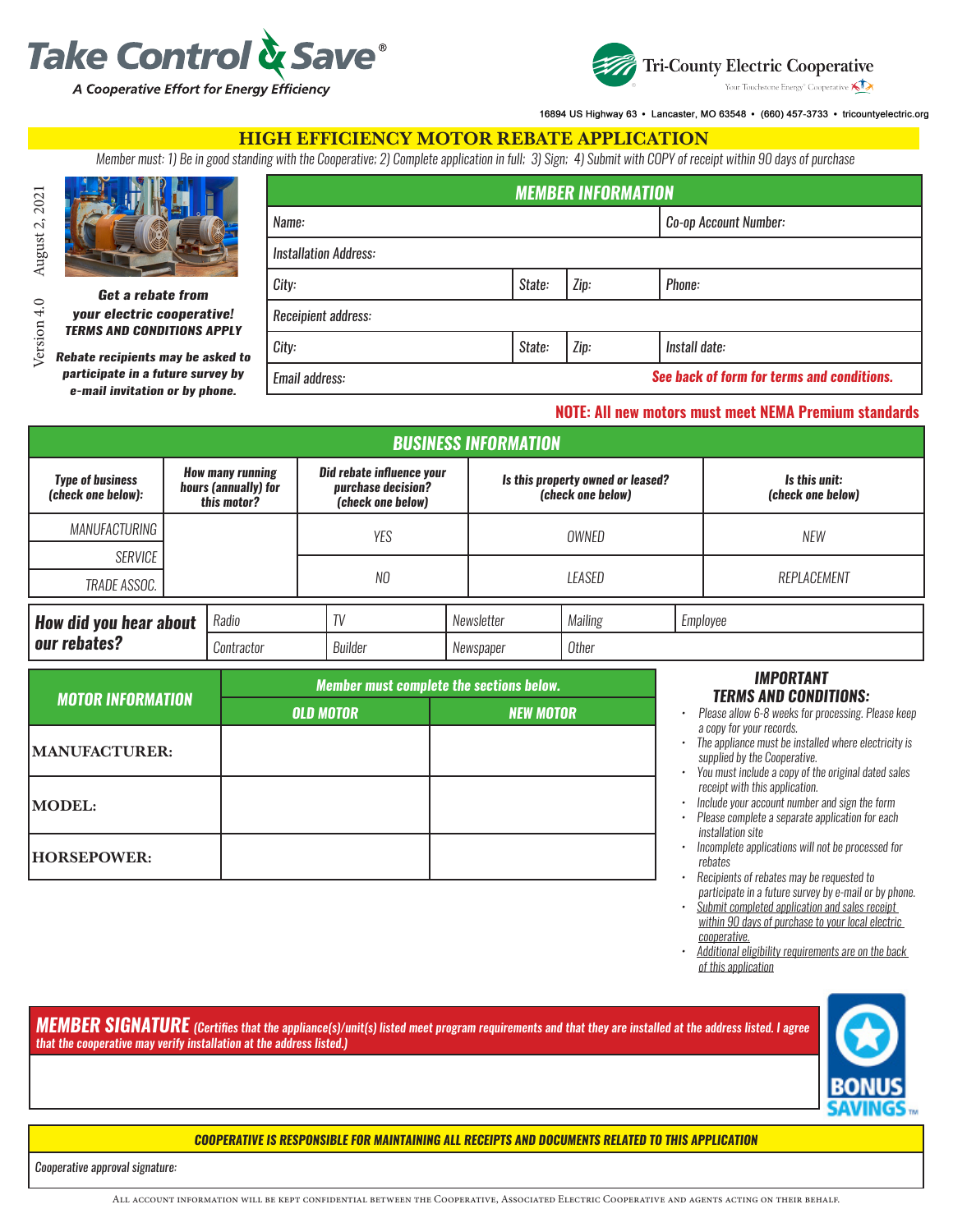# Take Control & Save®

*A Cooperative Effort for Energy Efficiency*

**Tri-County Electric Cooperative**
Your Touchstone Energy® Cooperative

16894 US Highway 63 • Lancaster, MO 63548 • (660) 457-3733 • tricountyelectric.org

## HIGH EFFICIENCY MOTOR REBATE APPLICATION

*Member must: 1) Be in good standing with the Cooperative; 2) Complete application in full; 3) Sign; 4) Submit with COPY of receipt within 90 days of purchase*

August 2, 2021 Version 4.0

***Get a rebate from your electric cooperative!***
***TERMS AND CONDITIONS APPLY***

***Rebate recipients may be asked to participate in a future survey by e-mail invitation or by phone.***

### MEMBER INFORMATION

| Name: | | | Co-op Account Number: |
|---|---|---|---|
| Installation Address: | | | |
| City: | State: | Zip: | Phone: |
| Receipient address: | | | |
| City: | State: | Zip: | Install date: |
| Email address: | | | **See back of form for terms and conditions.** |

**NOTE: All new motors must meet NEMA Premium standards**

### BUSINESS INFORMATION

| Type of business (check one below): | How many running hours (annually) for this motor? | Did rebate influence your purchase decision? (check one below) | Is this property owned or leased? (check one below) | Is this unit: (check one below) |
|---|---|---|---|---|
| MANUFACTURING | | YES | OWNED | NEW |
| SERVICE | | | | |
| TRADE ASSOC. | | NO | LEASED | REPLACEMENT |

| How did you hear about our rebates? | Radio | TV | Newsletter | Mailing | Employee |
|---|---|---|---|---|---|
| | Contractor | Builder | Newspaper | Other | |

### MOTOR INFORMATION

| MOTOR INFORMATION | Member must complete the sections below. | |
|---|---|---|
| | **OLD MOTOR** | **NEW MOTOR** |
| **MANUFACTURER:** | | |
| **MODEL:** | | |
| **HORSEPOWER:** | | |

### IMPORTANT TERMS AND CONDITIONS:

- Please allow 6-8 weeks for processing. Please keep a copy for your records.
- The appliance must be installed where electricity is supplied by the Cooperative.
- You must include a copy of the original dated sales receipt with this application.
- Include your account number and sign the form
- Please complete a separate application for each installation site
- Incomplete applications will not be processed for rebates
- Recipients of rebates may be requested to participate in a future survey by e-mail or by phone.
- Submit completed application and sales receipt within 90 days of purchase to your local electric cooperative.
- Additional eligibility requirements are on the back of this application

**MEMBER SIGNATURE** *(Certifies that the appliance(s)/unit(s) listed meet program requirements and that they are installed at the address listed. I agree that the cooperative may verify installation at the address listed.)*

BONUS SAVINGS™

**COOPERATIVE IS RESPONSIBLE FOR MAINTAINING ALL RECEIPTS AND DOCUMENTS RELATED TO THIS APPLICATION**

Cooperative approval signature:

All account information will be kept confidential between the Cooperative, Associated Electric Cooperative and agents acting on their behalf.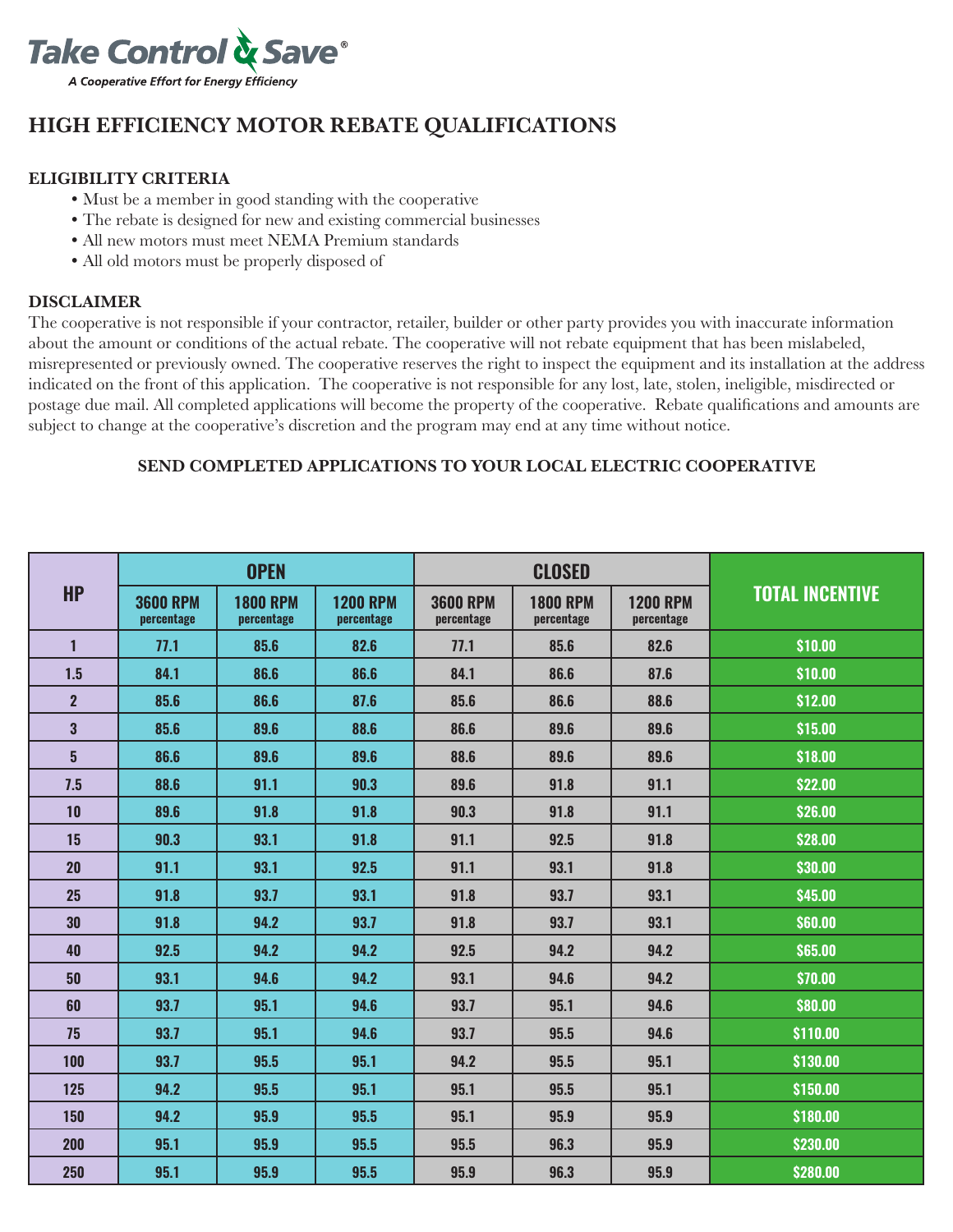Take Control & Save®

*A Cooperative Effort for Energy Efficiency*

# HIGH EFFICIENCY MOTOR REBATE QUALIFICATIONS

### ELIGIBILITY CRITERIA

- Must be a member in good standing with the cooperative
- The rebate is designed for new and existing commercial businesses
- All new motors must meet NEMA Premium standards
- All old motors must be properly disposed of

### DISCLAIMER

The cooperative is not responsible if your contractor, retailer, builder or other party provides you with inaccurate information about the amount or conditions of the actual rebate. The cooperative will not rebate equipment that has been mislabeled, misrepresented or previously owned. The cooperative reserves the right to inspect the equipment and its installation at the address indicated on the front of this application. The cooperative is not responsible for any lost, late, stolen, ineligible, misdirected or postage due mail. All completed applications will become the property of the cooperative. Rebate qualifications and amounts are subject to change at the cooperative's discretion and the program may end at any time without notice.

**SEND COMPLETED APPLICATIONS TO YOUR LOCAL ELECTRIC COOPERATIVE**

| HP | OPEN | | | CLOSED | | | TOTAL INCENTIVE |
|---|---|---|---|---|---|---|---|
| | 3600 RPM percentage | 1800 RPM percentage | 1200 RPM percentage | 3600 RPM percentage | 1800 RPM percentage | 1200 RPM percentage | |
| 1 | 77.1 | 85.6 | 82.6 | 77.1 | 85.6 | 82.6 | $10.00 |
| 1.5 | 84.1 | 86.6 | 86.6 | 84.1 | 86.6 | 87.6 | $10.00 |
| 2 | 85.6 | 86.6 | 87.6 | 85.6 | 86.6 | 88.6 | $12.00 |
| 3 | 85.6 | 89.6 | 88.6 | 86.6 | 89.6 | 89.6 | $15.00 |
| 5 | 86.6 | 89.6 | 89.6 | 88.6 | 89.6 | 89.6 | $18.00 |
| 7.5 | 88.6 | 91.1 | 90.3 | 89.6 | 91.8 | 91.1 | $22.00 |
| 10 | 89.6 | 91.8 | 91.8 | 90.3 | 91.8 | 91.1 | $26.00 |
| 15 | 90.3 | 93.1 | 91.8 | 91.1 | 92.5 | 91.8 | $28.00 |
| 20 | 91.1 | 93.1 | 92.5 | 91.1 | 93.1 | 91.8 | $30.00 |
| 25 | 91.8 | 93.7 | 93.1 | 91.8 | 93.7 | 93.1 | $45.00 |
| 30 | 91.8 | 94.2 | 93.7 | 91.8 | 93.7 | 93.1 | $60.00 |
| 40 | 92.5 | 94.2 | 94.2 | 92.5 | 94.2 | 94.2 | $65.00 |
| 50 | 93.1 | 94.6 | 94.2 | 93.1 | 94.6 | 94.2 | $70.00 |
| 60 | 93.7 | 95.1 | 94.6 | 93.7 | 95.1 | 94.6 | $80.00 |
| 75 | 93.7 | 95.1 | 94.6 | 93.7 | 95.5 | 94.6 | $110.00 |
| 100 | 93.7 | 95.5 | 95.1 | 94.2 | 95.5 | 95.1 | $130.00 |
| 125 | 94.2 | 95.5 | 95.1 | 95.1 | 95.5 | 95.1 | $150.00 |
| 150 | 94.2 | 95.9 | 95.5 | 95.1 | 95.9 | 95.9 | $180.00 |
| 200 | 95.1 | 95.9 | 95.5 | 95.5 | 96.3 | 95.9 | $230.00 |
| 250 | 95.1 | 95.9 | 95.5 | 95.9 | 96.3 | 95.9 | $280.00 |